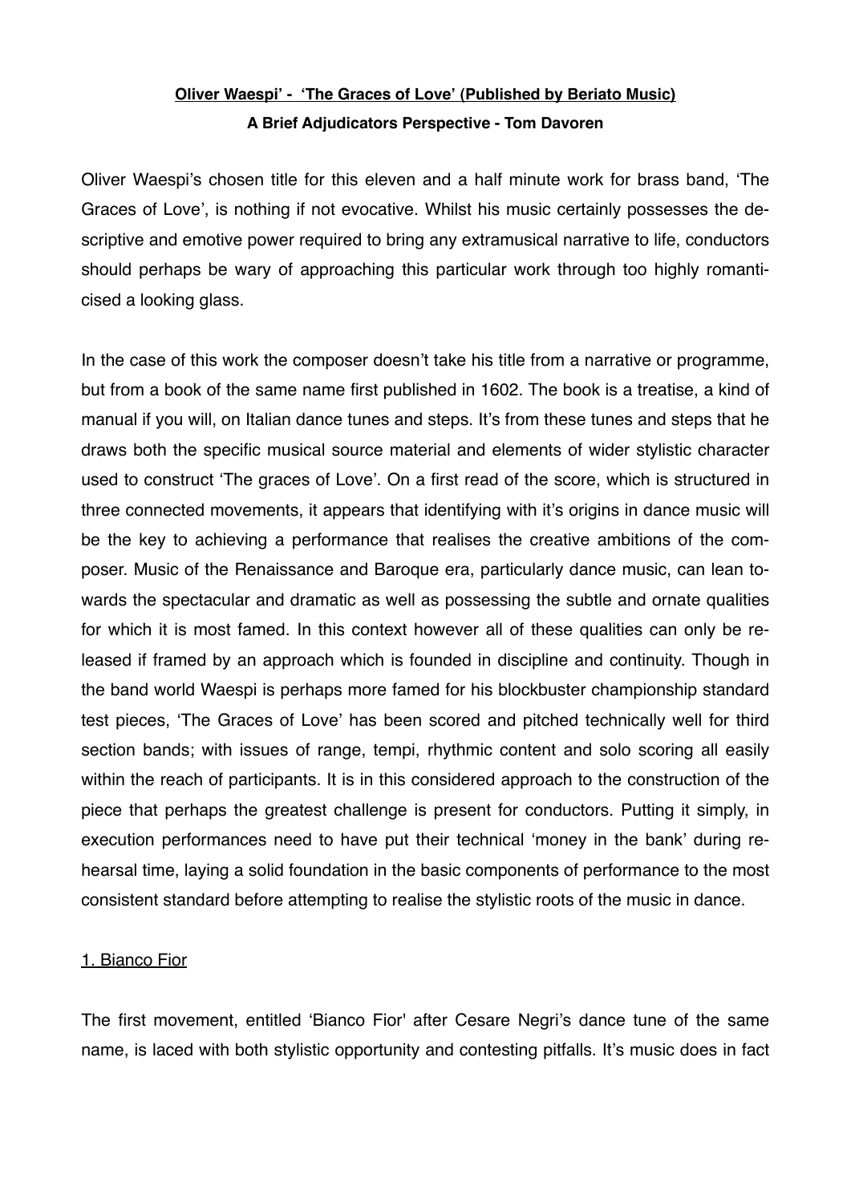**<u>Oliver Waespi' - 'The Graces of Love' (Published by Beriato Music)</u>**

**A Brief Adjudicators Perspective - Tom Davoren**

Oliver Waespi's chosen title for this eleven and a half minute work for brass band, 'The Graces of Love', is nothing if not evocative. Whilst his music certainly possesses the descriptive and emotive power required to bring any extramusical narrative to life, conductors should perhaps be wary of approaching this particular work through too highly romanticised a looking glass.

In the case of this work the composer doesn't take his title from a narrative or programme, but from a book of the same name first published in 1602. The book is a treatise, a kind of manual if you will, on Italian dance tunes and steps. It's from these tunes and steps that he draws both the specific musical source material and elements of wider stylistic character used to construct 'The graces of Love'. On a first read of the score, which is structured in three connected movements, it appears that identifying with it's origins in dance music will be the key to achieving a performance that realises the creative ambitions of the composer. Music of the Renaissance and Baroque era, particularly dance music, can lean towards the spectacular and dramatic as well as possessing the subtle and ornate qualities for which it is most famed. In this context however all of these qualities can only be released if framed by an approach which is founded in discipline and continuity. Though in the band world Waespi is perhaps more famed for his blockbuster championship standard test pieces, 'The Graces of Love' has been scored and pitched technically well for third section bands; with issues of range, tempi, rhythmic content and solo scoring all easily within the reach of participants. It is in this considered approach to the construction of the piece that perhaps the greatest challenge is present for conductors. Putting it simply, in execution performances need to have put their technical 'money in the bank' during rehearsal time, laying a solid foundation in the basic components of performance to the most consistent standard before attempting to realise the stylistic roots of the music in dance.

<u>1. Bianco Fior</u>

The first movement, entitled 'Bianco Fior' after Cesare Negri's dance tune of the same name, is laced with both stylistic opportunity and contesting pitfalls. It's music does in fact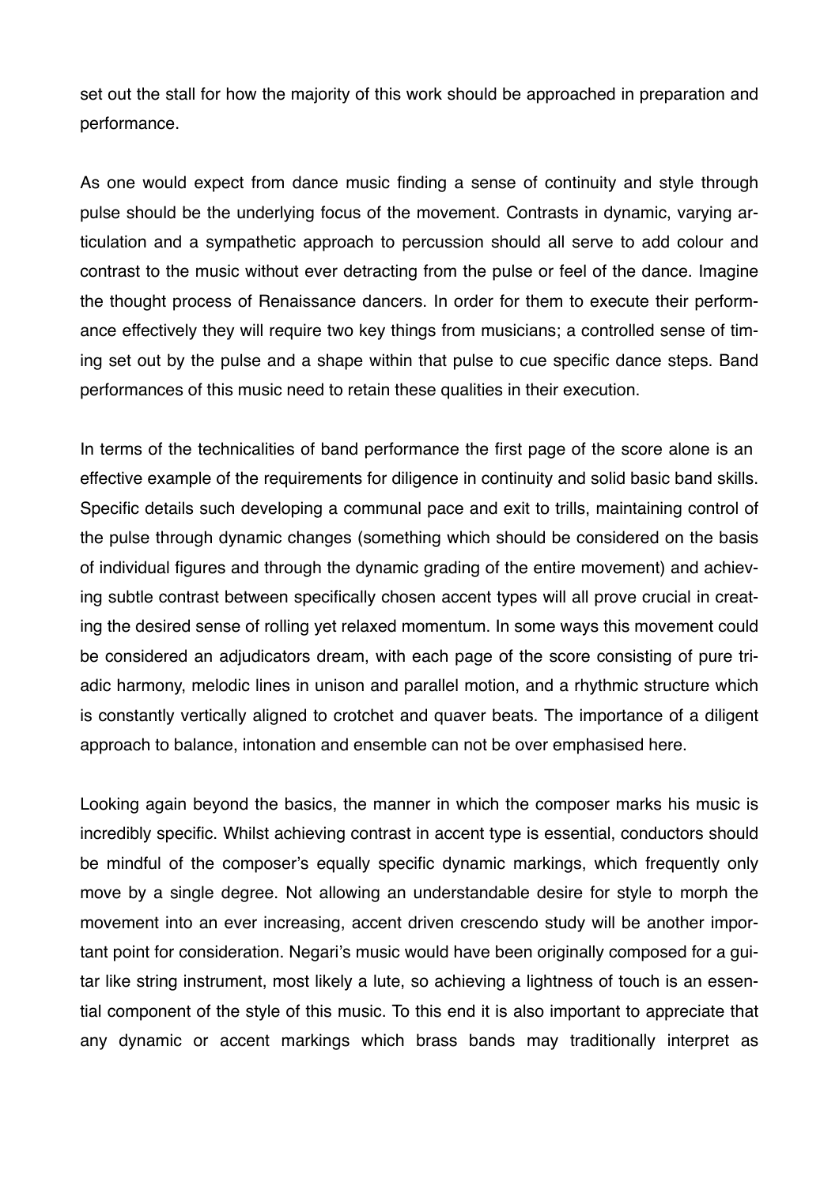set out the stall for how the majority of this work should be approached in preparation and performance.

As one would expect from dance music finding a sense of continuity and style through pulse should be the underlying focus of the movement. Contrasts in dynamic, varying articulation and a sympathetic approach to percussion should all serve to add colour and contrast to the music without ever detracting from the pulse or feel of the dance. Imagine the thought process of Renaissance dancers. In order for them to execute their performance effectively they will require two key things from musicians; a controlled sense of timing set out by the pulse and a shape within that pulse to cue specific dance steps. Band performances of this music need to retain these qualities in their execution.

In terms of the technicalities of band performance the first page of the score alone is an effective example of the requirements for diligence in continuity and solid basic band skills. Specific details such developing a communal pace and exit to trills, maintaining control of the pulse through dynamic changes (something which should be considered on the basis of individual figures and through the dynamic grading of the entire movement) and achieving subtle contrast between specifically chosen accent types will all prove crucial in creating the desired sense of rolling yet relaxed momentum. In some ways this movement could be considered an adjudicators dream, with each page of the score consisting of pure triadic harmony, melodic lines in unison and parallel motion, and a rhythmic structure which is constantly vertically aligned to crotchet and quaver beats. The importance of a diligent approach to balance, intonation and ensemble can not be over emphasised here.

Looking again beyond the basics, the manner in which the composer marks his music is incredibly specific. Whilst achieving contrast in accent type is essential, conductors should be mindful of the composer's equally specific dynamic markings, which frequently only move by a single degree. Not allowing an understandable desire for style to morph the movement into an ever increasing, accent driven crescendo study will be another important point for consideration. Negari's music would have been originally composed for a guitar like string instrument, most likely a lute, so achieving a lightness of touch is an essential component of the style of this music. To this end it is also important to appreciate that any dynamic or accent markings which brass bands may traditionally interpret as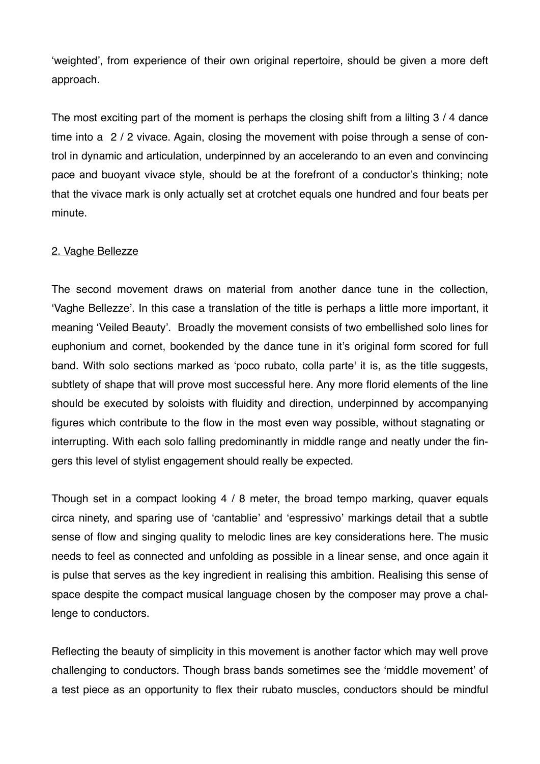'weighted', from experience of their own original repertoire, should be given a more deft approach.

The most exciting part of the moment is perhaps the closing shift from a lilting 3 / 4 dance time into a 2 / 2 vivace. Again, closing the movement with poise through a sense of control in dynamic and articulation, underpinned by an accelerando to an even and convincing pace and buoyant vivace style, should be at the forefront of a conductor's thinking; note that the vivace mark is only actually set at crotchet equals one hundred and four beats per minute.

2. Vaghe Bellezze

The second movement draws on material from another dance tune in the collection, 'Vaghe Bellezze'. In this case a translation of the title is perhaps a little more important, it meaning 'Veiled Beauty'. Broadly the movement consists of two embellished solo lines for euphonium and cornet, bookended by the dance tune in it's original form scored for full band. With solo sections marked as 'poco rubato, colla parte' it is, as the title suggests, subtlety of shape that will prove most successful here. Any more florid elements of the line should be executed by soloists with fluidity and direction, underpinned by accompanying figures which contribute to the flow in the most even way possible, without stagnating or interrupting. With each solo falling predominantly in middle range and neatly under the fingers this level of stylist engagement should really be expected.

Though set in a compact looking 4 / 8 meter, the broad tempo marking, quaver equals circa ninety, and sparing use of 'cantablie' and 'espressivo' markings detail that a subtle sense of flow and singing quality to melodic lines are key considerations here. The music needs to feel as connected and unfolding as possible in a linear sense, and once again it is pulse that serves as the key ingredient in realising this ambition. Realising this sense of space despite the compact musical language chosen by the composer may prove a challenge to conductors.

Reflecting the beauty of simplicity in this movement is another factor which may well prove challenging to conductors. Though brass bands sometimes see the 'middle movement' of a test piece as an opportunity to flex their rubato muscles, conductors should be mindful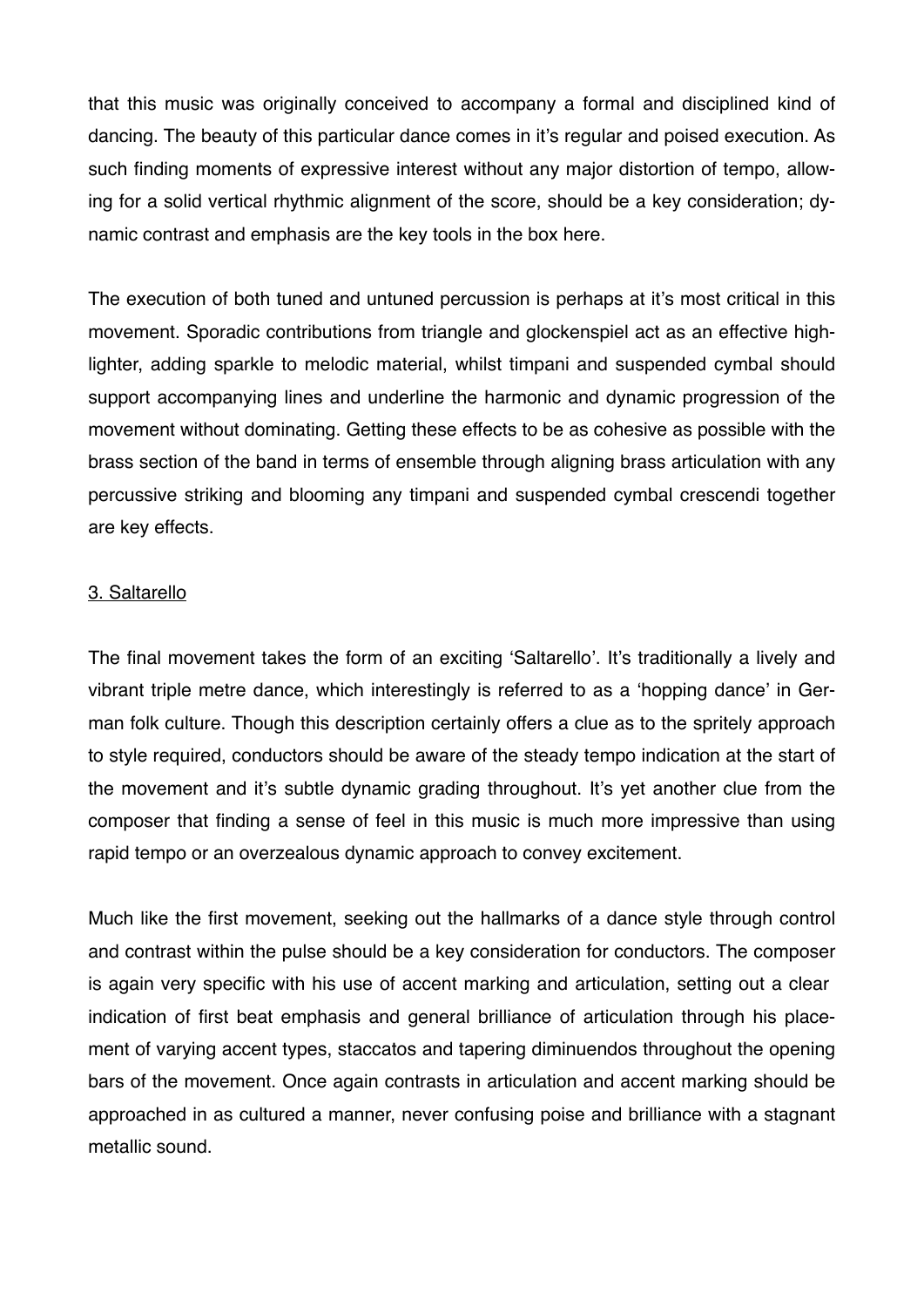that this music was originally conceived to accompany a formal and disciplined kind of dancing. The beauty of this particular dance comes in it's regular and poised execution. As such finding moments of expressive interest without any major distortion of tempo, allowing for a solid vertical rhythmic alignment of the score, should be a key consideration; dynamic contrast and emphasis are the key tools in the box here.

The execution of both tuned and untuned percussion is perhaps at it's most critical in this movement. Sporadic contributions from triangle and glockenspiel act as an effective highlighter, adding sparkle to melodic material, whilst timpani and suspended cymbal should support accompanying lines and underline the harmonic and dynamic progression of the movement without dominating. Getting these effects to be as cohesive as possible with the brass section of the band in terms of ensemble through aligning brass articulation with any percussive striking and blooming any timpani and suspended cymbal crescendi together are key effects.

### 3. Saltarello

The final movement takes the form of an exciting 'Saltarello'. It's traditionally a lively and vibrant triple metre dance, which interestingly is referred to as a 'hopping dance' in German folk culture. Though this description certainly offers a clue as to the spritely approach to style required, conductors should be aware of the steady tempo indication at the start of the movement and it's subtle dynamic grading throughout. It's yet another clue from the composer that finding a sense of feel in this music is much more impressive than using rapid tempo or an overzealous dynamic approach to convey excitement.

Much like the first movement, seeking out the hallmarks of a dance style through control and contrast within the pulse should be a key consideration for conductors. The composer is again very specific with his use of accent marking and articulation, setting out a clear indication of first beat emphasis and general brilliance of articulation through his placement of varying accent types, staccatos and tapering diminuendos throughout the opening bars of the movement. Once again contrasts in articulation and accent marking should be approached in as cultured a manner, never confusing poise and brilliance with a stagnant metallic sound.